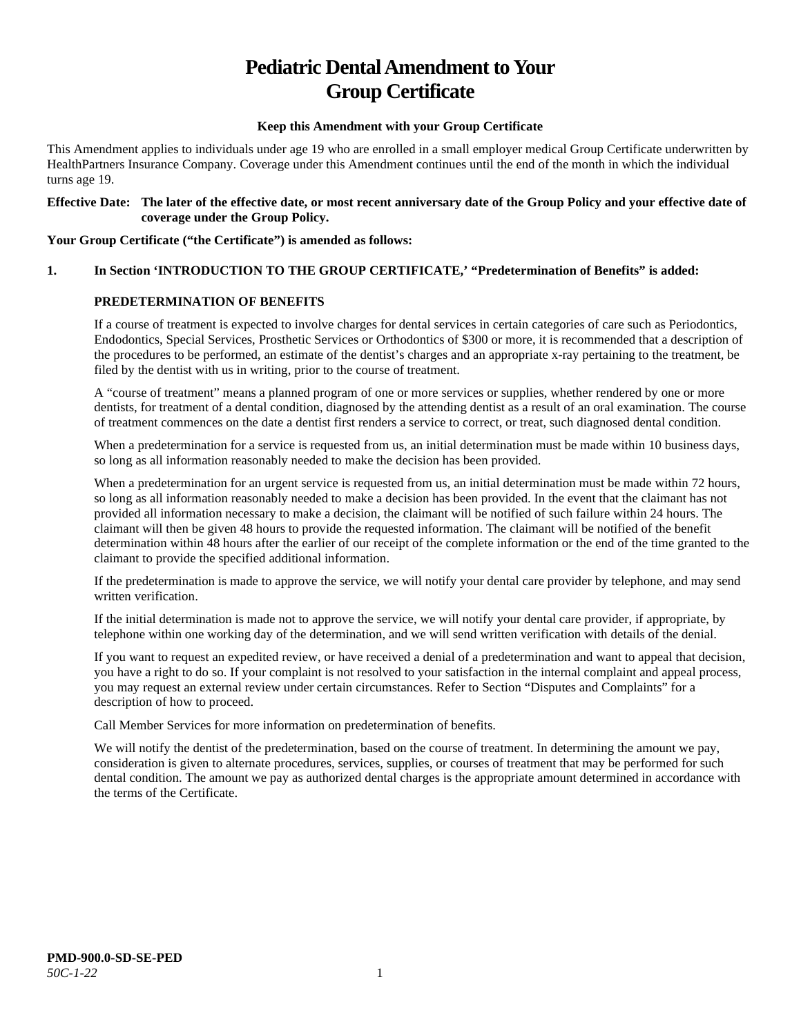# Pediatric Dental Amendment to Your Group Certificate

**Keep this Amendment with your Group Certificate**

This Amendment applies to individuals under age 19 who are enrolled in a small employer medical Group Certificate underwritten by HealthPartners Insurance Company. Coverage under this Amendment continues until the end of the month in which the individual turns age 19.

**Effective Date: The later of the effective date, or most recent anniversary date of the Group Policy and your effective date of coverage under the Group Policy.**

**Your Group Certificate ("the Certificate") is amended as follows:**

**1. In Section 'INTRODUCTION TO THE GROUP CERTIFICATE,' "Predetermination of Benefits" is added:**

**PREDETERMINATION OF BENEFITS**

If a course of treatment is expected to involve charges for dental services in certain categories of care such as Periodontics, Endodontics, Special Services, Prosthetic Services or Orthodontics of $300 or more, it is recommended that a description of the procedures to be performed, an estimate of the dentist's charges and an appropriate x-ray pertaining to the treatment, be filed by the dentist with us in writing, prior to the course of treatment.

A "course of treatment" means a planned program of one or more services or supplies, whether rendered by one or more dentists, for treatment of a dental condition, diagnosed by the attending dentist as a result of an oral examination. The course of treatment commences on the date a dentist first renders a service to correct, or treat, such diagnosed dental condition.

When a predetermination for a service is requested from us, an initial determination must be made within 10 business days, so long as all information reasonably needed to make the decision has been provided.

When a predetermination for an urgent service is requested from us, an initial determination must be made within 72 hours, so long as all information reasonably needed to make a decision has been provided. In the event that the claimant has not provided all information necessary to make a decision, the claimant will be notified of such failure within 24 hours. The claimant will then be given 48 hours to provide the requested information. The claimant will be notified of the benefit determination within 48 hours after the earlier of our receipt of the complete information or the end of the time granted to the claimant to provide the specified additional information.

If the predetermination is made to approve the service, we will notify your dental care provider by telephone, and may send written verification.

If the initial determination is made not to approve the service, we will notify your dental care provider, if appropriate, by telephone within one working day of the determination, and we will send written verification with details of the denial.

If you want to request an expedited review, or have received a denial of a predetermination and want to appeal that decision, you have a right to do so. If your complaint is not resolved to your satisfaction in the internal complaint and appeal process, you may request an external review under certain circumstances. Refer to Section "Disputes and Complaints" for a description of how to proceed.

Call Member Services for more information on predetermination of benefits.

We will notify the dentist of the predetermination, based on the course of treatment. In determining the amount we pay, consideration is given to alternate procedures, services, supplies, or courses of treatment that may be performed for such dental condition. The amount we pay as authorized dental charges is the appropriate amount determined in accordance with the terms of the Certificate.

**PMD-900.0-SD-SE-PED**
*50C-1-22*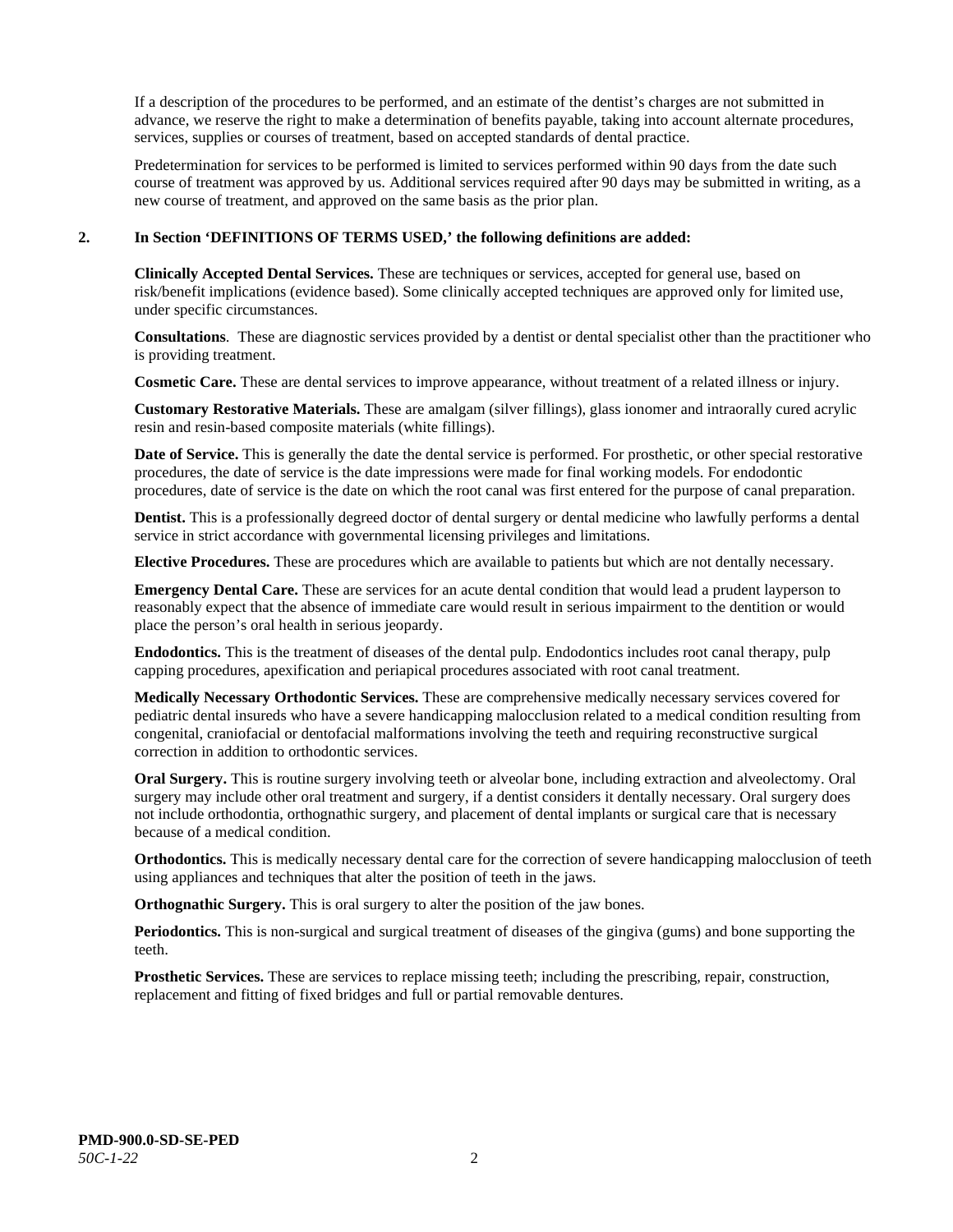If a description of the procedures to be performed, and an estimate of the dentist's charges are not submitted in advance, we reserve the right to make a determination of benefits payable, taking into account alternate procedures, services, supplies or courses of treatment, based on accepted standards of dental practice.

Predetermination for services to be performed is limited to services performed within 90 days from the date such course of treatment was approved by us. Additional services required after 90 days may be submitted in writing, as a new course of treatment, and approved on the same basis as the prior plan.

**2. In Section 'DEFINITIONS OF TERMS USED,' the following definitions are added:**

**Clinically Accepted Dental Services.** These are techniques or services, accepted for general use, based on risk/benefit implications (evidence based). Some clinically accepted techniques are approved only for limited use, under specific circumstances.

**Consultations**. These are diagnostic services provided by a dentist or dental specialist other than the practitioner who is providing treatment.

**Cosmetic Care.** These are dental services to improve appearance, without treatment of a related illness or injury.

**Customary Restorative Materials.** These are amalgam (silver fillings), glass ionomer and intraorally cured acrylic resin and resin-based composite materials (white fillings).

**Date of Service.** This is generally the date the dental service is performed. For prosthetic, or other special restorative procedures, the date of service is the date impressions were made for final working models. For endodontic procedures, date of service is the date on which the root canal was first entered for the purpose of canal preparation.

**Dentist.** This is a professionally degreed doctor of dental surgery or dental medicine who lawfully performs a dental service in strict accordance with governmental licensing privileges and limitations.

**Elective Procedures.** These are procedures which are available to patients but which are not dentally necessary.

**Emergency Dental Care.** These are services for an acute dental condition that would lead a prudent layperson to reasonably expect that the absence of immediate care would result in serious impairment to the dentition or would place the person's oral health in serious jeopardy.

**Endodontics.** This is the treatment of diseases of the dental pulp. Endodontics includes root canal therapy, pulp capping procedures, apexification and periapical procedures associated with root canal treatment.

**Medically Necessary Orthodontic Services.** These are comprehensive medically necessary services covered for pediatric dental insureds who have a severe handicapping malocclusion related to a medical condition resulting from congenital, craniofacial or dentofacial malformations involving the teeth and requiring reconstructive surgical correction in addition to orthodontic services.

**Oral Surgery.** This is routine surgery involving teeth or alveolar bone, including extraction and alveolectomy. Oral surgery may include other oral treatment and surgery, if a dentist considers it dentally necessary. Oral surgery does not include orthodontia, orthognathic surgery, and placement of dental implants or surgical care that is necessary because of a medical condition.

**Orthodontics.** This is medically necessary dental care for the correction of severe handicapping malocclusion of teeth using appliances and techniques that alter the position of teeth in the jaws.

**Orthognathic Surgery.** This is oral surgery to alter the position of the jaw bones.

**Periodontics.** This is non-surgical and surgical treatment of diseases of the gingiva (gums) and bone supporting the teeth.

**Prosthetic Services.** These are services to replace missing teeth; including the prescribing, repair, construction, replacement and fitting of fixed bridges and full or partial removable dentures.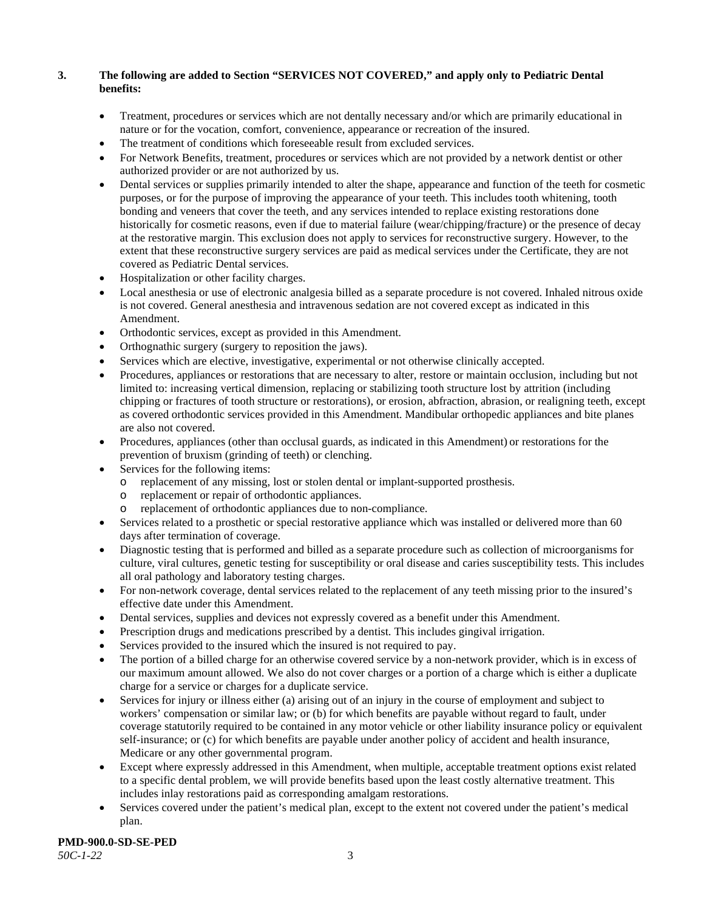**3. The following are added to Section "SERVICES NOT COVERED," and apply only to Pediatric Dental benefits:**

- Treatment, procedures or services which are not dentally necessary and/or which are primarily educational in nature or for the vocation, comfort, convenience, appearance or recreation of the insured.
- The treatment of conditions which foreseeable result from excluded services.
- For Network Benefits, treatment, procedures or services which are not provided by a network dentist or other authorized provider or are not authorized by us.
- Dental services or supplies primarily intended to alter the shape, appearance and function of the teeth for cosmetic purposes, or for the purpose of improving the appearance of your teeth. This includes tooth whitening, tooth bonding and veneers that cover the teeth, and any services intended to replace existing restorations done historically for cosmetic reasons, even if due to material failure (wear/chipping/fracture) or the presence of decay at the restorative margin. This exclusion does not apply to services for reconstructive surgery. However, to the extent that these reconstructive surgery services are paid as medical services under the Certificate, they are not covered as Pediatric Dental services.
- Hospitalization or other facility charges.
- Local anesthesia or use of electronic analgesia billed as a separate procedure is not covered. Inhaled nitrous oxide is not covered. General anesthesia and intravenous sedation are not covered except as indicated in this Amendment.
- Orthodontic services, except as provided in this Amendment.
- Orthognathic surgery (surgery to reposition the jaws).
- Services which are elective, investigative, experimental or not otherwise clinically accepted.
- Procedures, appliances or restorations that are necessary to alter, restore or maintain occlusion, including but not limited to: increasing vertical dimension, replacing or stabilizing tooth structure lost by attrition (including chipping or fractures of tooth structure or restorations), or erosion, abfraction, abrasion, or realigning teeth, except as covered orthodontic services provided in this Amendment. Mandibular orthopedic appliances and bite planes are also not covered.
- Procedures, appliances (other than occlusal guards, as indicated in this Amendment) or restorations for the prevention of bruxism (grinding of teeth) or clenching.
- Services for the following items:
  - replacement of any missing, lost or stolen dental or implant-supported prosthesis.
  - replacement or repair of orthodontic appliances.
  - replacement of orthodontic appliances due to non-compliance.
- Services related to a prosthetic or special restorative appliance which was installed or delivered more than 60 days after termination of coverage.
- Diagnostic testing that is performed and billed as a separate procedure such as collection of microorganisms for culture, viral cultures, genetic testing for susceptibility or oral disease and caries susceptibility tests. This includes all oral pathology and laboratory testing charges.
- For non-network coverage, dental services related to the replacement of any teeth missing prior to the insured's effective date under this Amendment.
- Dental services, supplies and devices not expressly covered as a benefit under this Amendment.
- Prescription drugs and medications prescribed by a dentist. This includes gingival irrigation.
- Services provided to the insured which the insured is not required to pay.
- The portion of a billed charge for an otherwise covered service by a non-network provider, which is in excess of our maximum amount allowed. We also do not cover charges or a portion of a charge which is either a duplicate charge for a service or charges for a duplicate service.
- Services for injury or illness either (a) arising out of an injury in the course of employment and subject to workers' compensation or similar law; or (b) for which benefits are payable without regard to fault, under coverage statutorily required to be contained in any motor vehicle or other liability insurance policy or equivalent self-insurance; or (c) for which benefits are payable under another policy of accident and health insurance, Medicare or any other governmental program.
- Except where expressly addressed in this Amendment, when multiple, acceptable treatment options exist related to a specific dental problem, we will provide benefits based upon the least costly alternative treatment. This includes inlay restorations paid as corresponding amalgam restorations.
- Services covered under the patient's medical plan, except to the extent not covered under the patient's medical plan.

**PMD-900.0-SD-SE-PED**
*50C-1-22*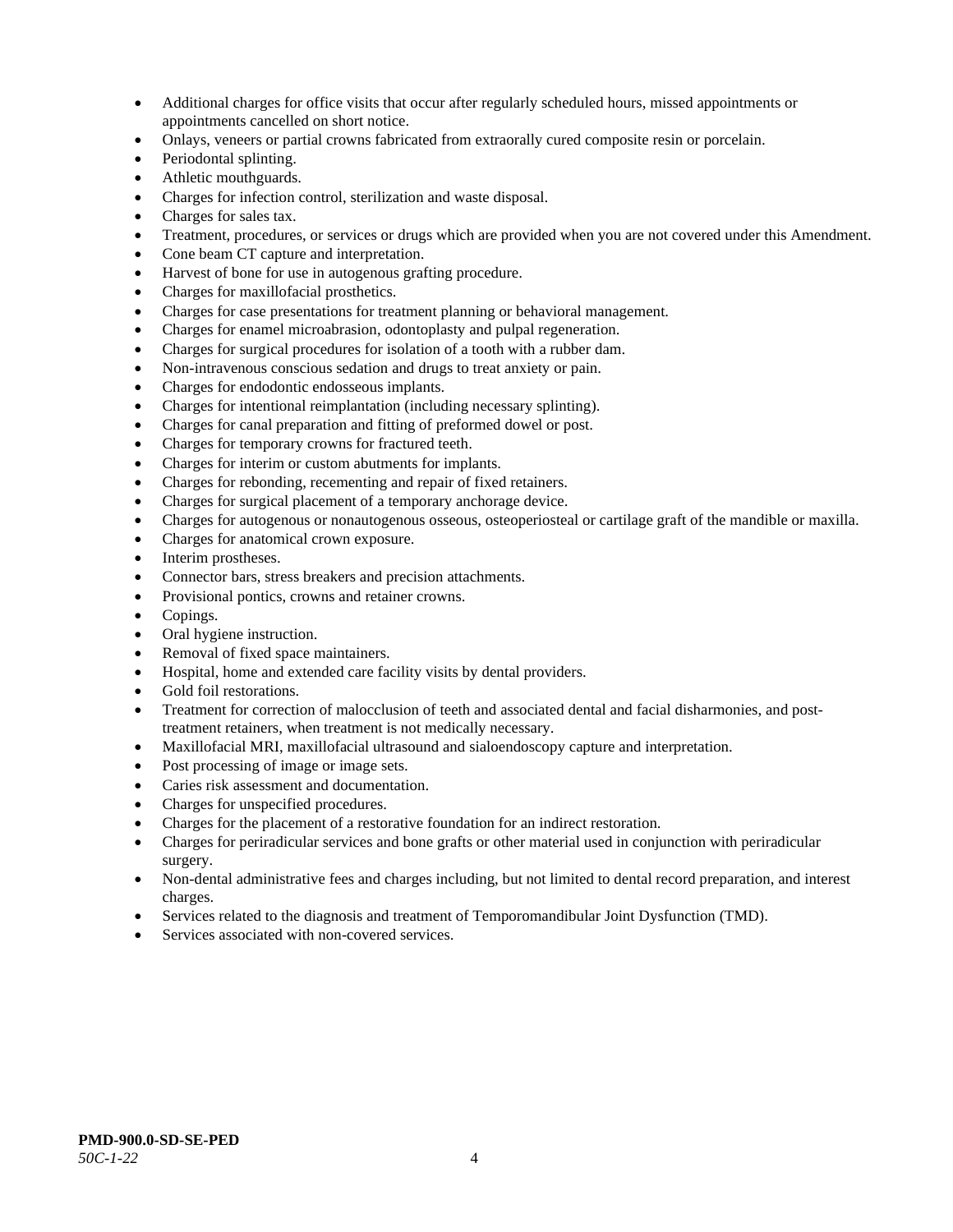- Additional charges for office visits that occur after regularly scheduled hours, missed appointments or appointments cancelled on short notice.
- Onlays, veneers or partial crowns fabricated from extraorally cured composite resin or porcelain.
- Periodontal splinting.
- Athletic mouthguards.
- Charges for infection control, sterilization and waste disposal.
- Charges for sales tax.
- Treatment, procedures, or services or drugs which are provided when you are not covered under this Amendment.
- Cone beam CT capture and interpretation.
- Harvest of bone for use in autogenous grafting procedure.
- Charges for maxillofacial prosthetics.
- Charges for case presentations for treatment planning or behavioral management.
- Charges for enamel microabrasion, odontoplasty and pulpal regeneration.
- Charges for surgical procedures for isolation of a tooth with a rubber dam.
- Non-intravenous conscious sedation and drugs to treat anxiety or pain.
- Charges for endodontic endosseous implants.
- Charges for intentional reimplantation (including necessary splinting).
- Charges for canal preparation and fitting of preformed dowel or post.
- Charges for temporary crowns for fractured teeth.
- Charges for interim or custom abutments for implants.
- Charges for rebonding, recementing and repair of fixed retainers.
- Charges for surgical placement of a temporary anchorage device.
- Charges for autogenous or nonautogenous osseous, osteoperiosteal or cartilage graft of the mandible or maxilla.
- Charges for anatomical crown exposure.
- Interim prostheses.
- Connector bars, stress breakers and precision attachments.
- Provisional pontics, crowns and retainer crowns.
- Copings.
- Oral hygiene instruction.
- Removal of fixed space maintainers.
- Hospital, home and extended care facility visits by dental providers.
- Gold foil restorations.
- Treatment for correction of malocclusion of teeth and associated dental and facial disharmonies, and post-treatment retainers, when treatment is not medically necessary.
- Maxillofacial MRI, maxillofacial ultrasound and sialoendoscopy capture and interpretation.
- Post processing of image or image sets.
- Caries risk assessment and documentation.
- Charges for unspecified procedures.
- Charges for the placement of a restorative foundation for an indirect restoration.
- Charges for periradicular services and bone grafts or other material used in conjunction with periradicular surgery.
- Non-dental administrative fees and charges including, but not limited to dental record preparation, and interest charges.
- Services related to the diagnosis and treatment of Temporomandibular Joint Dysfunction (TMD).
- Services associated with non-covered services.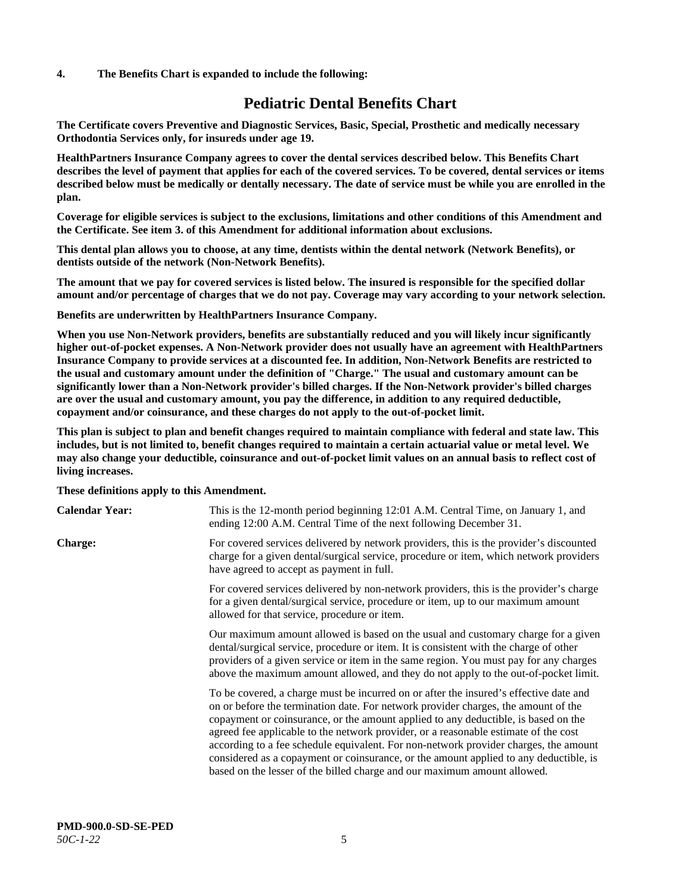**4. The Benefits Chart is expanded to include the following:**

# Pediatric Dental Benefits Chart

**The Certificate covers Preventive and Diagnostic Services, Basic, Special, Prosthetic and medically necessary Orthodontia Services only, for insureds under age 19.**

**HealthPartners Insurance Company agrees to cover the dental services described below. This Benefits Chart describes the level of payment that applies for each of the covered services. To be covered, dental services or items described below must be medically or dentally necessary. The date of service must be while you are enrolled in the plan.**

**Coverage for eligible services is subject to the exclusions, limitations and other conditions of this Amendment and the Certificate. See item 3. of this Amendment for additional information about exclusions.**

**This dental plan allows you to choose, at any time, dentists within the dental network (Network Benefits), or dentists outside of the network (Non-Network Benefits).**

**The amount that we pay for covered services is listed below. The insured is responsible for the specified dollar amount and/or percentage of charges that we do not pay. Coverage may vary according to your network selection.**

**Benefits are underwritten by HealthPartners Insurance Company.**

**When you use Non-Network providers, benefits are substantially reduced and you will likely incur significantly higher out-of-pocket expenses. A Non-Network provider does not usually have an agreement with HealthPartners Insurance Company to provide services at a discounted fee. In addition, Non-Network Benefits are restricted to the usual and customary amount under the definition of "Charge." The usual and customary amount can be significantly lower than a Non-Network provider's billed charges. If the Non-Network provider's billed charges are over the usual and customary amount, you pay the difference, in addition to any required deductible, copayment and/or coinsurance, and these charges do not apply to the out-of-pocket limit.**

**This plan is subject to plan and benefit changes required to maintain compliance with federal and state law. This includes, but is not limited to, benefit changes required to maintain a certain actuarial value or metal level. We may also change your deductible, coinsurance and out-of-pocket limit values on an annual basis to reflect cost of living increases.**

**These definitions apply to this Amendment.**

**Calendar Year:** This is the 12-month period beginning 12:01 A.M. Central Time, on January 1, and ending 12:00 A.M. Central Time of the next following December 31.

**Charge:** For covered services delivered by network providers, this is the provider's discounted charge for a given dental/surgical service, procedure or item, which network providers have agreed to accept as payment in full.

For covered services delivered by non-network providers, this is the provider's charge for a given dental/surgical service, procedure or item, up to our maximum amount allowed for that service, procedure or item.

Our maximum amount allowed is based on the usual and customary charge for a given dental/surgical service, procedure or item. It is consistent with the charge of other providers of a given service or item in the same region. You must pay for any charges above the maximum amount allowed, and they do not apply to the out-of-pocket limit.

To be covered, a charge must be incurred on or after the insured's effective date and on or before the termination date. For network provider charges, the amount of the copayment or coinsurance, or the amount applied to any deductible, is based on the agreed fee applicable to the network provider, or a reasonable estimate of the cost according to a fee schedule equivalent. For non-network provider charges, the amount considered as a copayment or coinsurance, or the amount applied to any deductible, is based on the lesser of the billed charge and our maximum amount allowed.

**PMD-900.0-SD-SE-PED**
*50C-1-22*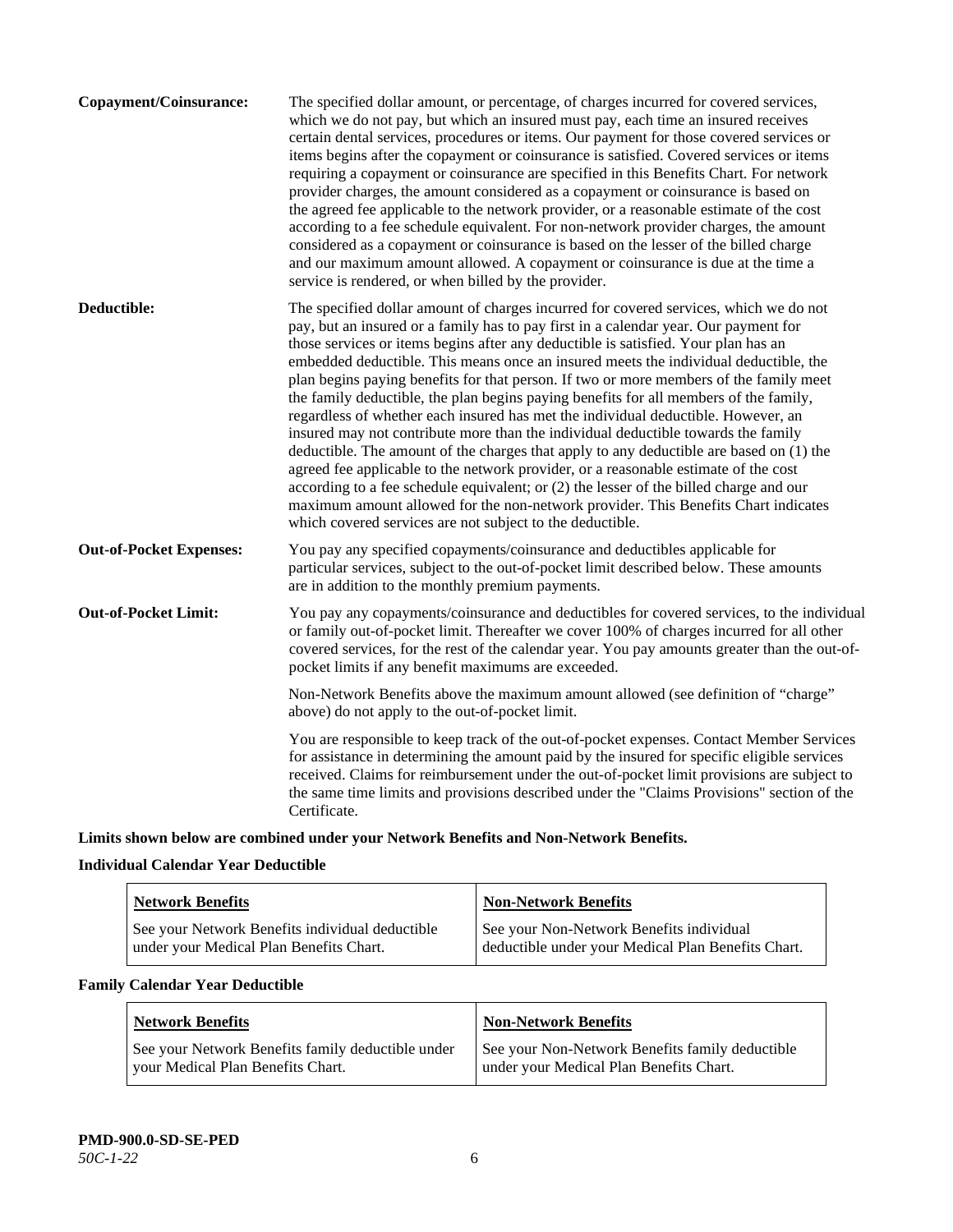**Copayment/Coinsurance:** The specified dollar amount, or percentage, of charges incurred for covered services, which we do not pay, but which an insured must pay, each time an insured receives certain dental services, procedures or items. Our payment for those covered services or items begins after the copayment or coinsurance is satisfied. Covered services or items requiring a copayment or coinsurance are specified in this Benefits Chart. For network provider charges, the amount considered as a copayment or coinsurance is based on the agreed fee applicable to the network provider, or a reasonable estimate of the cost according to a fee schedule equivalent. For non-network provider charges, the amount considered as a copayment or coinsurance is based on the lesser of the billed charge and our maximum amount allowed. A copayment or coinsurance is due at the time a service is rendered, or when billed by the provider.

**Deductible:** The specified dollar amount of charges incurred for covered services, which we do not pay, but an insured or a family has to pay first in a calendar year. Our payment for those services or items begins after any deductible is satisfied. Your plan has an embedded deductible. This means once an insured meets the individual deductible, the plan begins paying benefits for that person. If two or more members of the family meet the family deductible, the plan begins paying benefits for all members of the family, regardless of whether each insured has met the individual deductible. However, an insured may not contribute more than the individual deductible towards the family deductible. The amount of the charges that apply to any deductible are based on (1) the agreed fee applicable to the network provider, or a reasonable estimate of the cost according to a fee schedule equivalent; or (2) the lesser of the billed charge and our maximum amount allowed for the non-network provider. This Benefits Chart indicates which covered services are not subject to the deductible.

**Out-of-Pocket Expenses:** You pay any specified copayments/coinsurance and deductibles applicable for particular services, subject to the out-of-pocket limit described below. These amounts are in addition to the monthly premium payments.

**Out-of-Pocket Limit:** You pay any copayments/coinsurance and deductibles for covered services, to the individual or family out-of-pocket limit. Thereafter we cover 100% of charges incurred for all other covered services, for the rest of the calendar year. You pay amounts greater than the out-of-pocket limits if any benefit maximums are exceeded.

Non-Network Benefits above the maximum amount allowed (see definition of "charge" above) do not apply to the out-of-pocket limit.

You are responsible to keep track of the out-of-pocket expenses. Contact Member Services for assistance in determining the amount paid by the insured for specific eligible services received. Claims for reimbursement under the out-of-pocket limit provisions are subject to the same time limits and provisions described under the "Claims Provisions" section of the Certificate.

**Limits shown below are combined under your Network Benefits and Non-Network Benefits.**

**Individual Calendar Year Deductible**

| Network Benefits | Non-Network Benefits |
|---|---|
| See your Network Benefits individual deductible under your Medical Plan Benefits Chart. | See your Non-Network Benefits individual deductible under your Medical Plan Benefits Chart. |

**Family Calendar Year Deductible**

| Network Benefits | Non-Network Benefits |
|---|---|
| See your Network Benefits family deductible under your Medical Plan Benefits Chart. | See your Non-Network Benefits family deductible under your Medical Plan Benefits Chart. |

**PMD-900.0-SD-SE-PED**
*50C-1-22*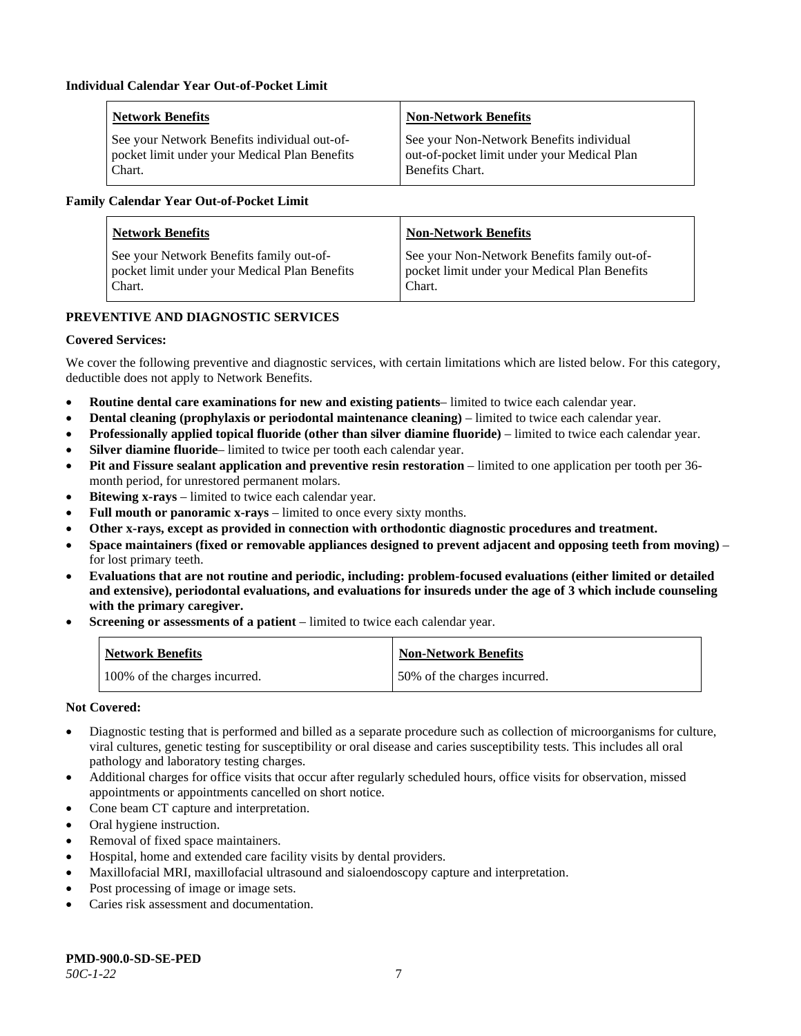**Individual Calendar Year Out-of-Pocket Limit**

| Network Benefits | Non-Network Benefits |
| --- | --- |
| See your Network Benefits individual out-of-pocket limit under your Medical Plan Benefits Chart. | See your Non-Network Benefits individual out-of-pocket limit under your Medical Plan Benefits Chart. |

**Family Calendar Year Out-of-Pocket Limit**

| Network Benefits | Non-Network Benefits |
| --- | --- |
| See your Network Benefits family out-of-pocket limit under your Medical Plan Benefits Chart. | See your Non-Network Benefits family out-of-pocket limit under your Medical Plan Benefits Chart. |

## PREVENTIVE AND DIAGNOSTIC SERVICES

**Covered Services:**

We cover the following preventive and diagnostic services, with certain limitations which are listed below. For this category, deductible does not apply to Network Benefits.

- **Routine dental care examinations for new and existing patients**– limited to twice each calendar year.
- **Dental cleaning (prophylaxis or periodontal maintenance cleaning)** – limited to twice each calendar year.
- **Professionally applied topical fluoride (other than silver diamine fluoride)** – limited to twice each calendar year.
- **Silver diamine fluoride**– limited to twice per tooth each calendar year.
- **Pit and Fissure sealant application and preventive resin restoration** – limited to one application per tooth per 36-month period, for unrestored permanent molars.
- **Bitewing x-rays** – limited to twice each calendar year.
- **Full mouth or panoramic x-rays** – limited to once every sixty months.
- **Other x-rays, except as provided in connection with orthodontic diagnostic procedures and treatment.**
- **Space maintainers (fixed or removable appliances designed to prevent adjacent and opposing teeth from moving)** – for lost primary teeth.
- **Evaluations that are not routine and periodic, including: problem-focused evaluations (either limited or detailed and extensive), periodontal evaluations, and evaluations for insureds under the age of 3 which include counseling with the primary caregiver.**
- **Screening or assessments of a patient** – limited to twice each calendar year.

| Network Benefits | Non-Network Benefits |
| --- | --- |
| 100% of the charges incurred. | 50% of the charges incurred. |

**Not Covered:**

- Diagnostic testing that is performed and billed as a separate procedure such as collection of microorganisms for culture, viral cultures, genetic testing for susceptibility or oral disease and caries susceptibility tests. This includes all oral pathology and laboratory testing charges.
- Additional charges for office visits that occur after regularly scheduled hours, office visits for observation, missed appointments or appointments cancelled on short notice.
- Cone beam CT capture and interpretation.
- Oral hygiene instruction.
- Removal of fixed space maintainers.
- Hospital, home and extended care facility visits by dental providers.
- Maxillofacial MRI, maxillofacial ultrasound and sialoendoscopy capture and interpretation.
- Post processing of image or image sets.
- Caries risk assessment and documentation.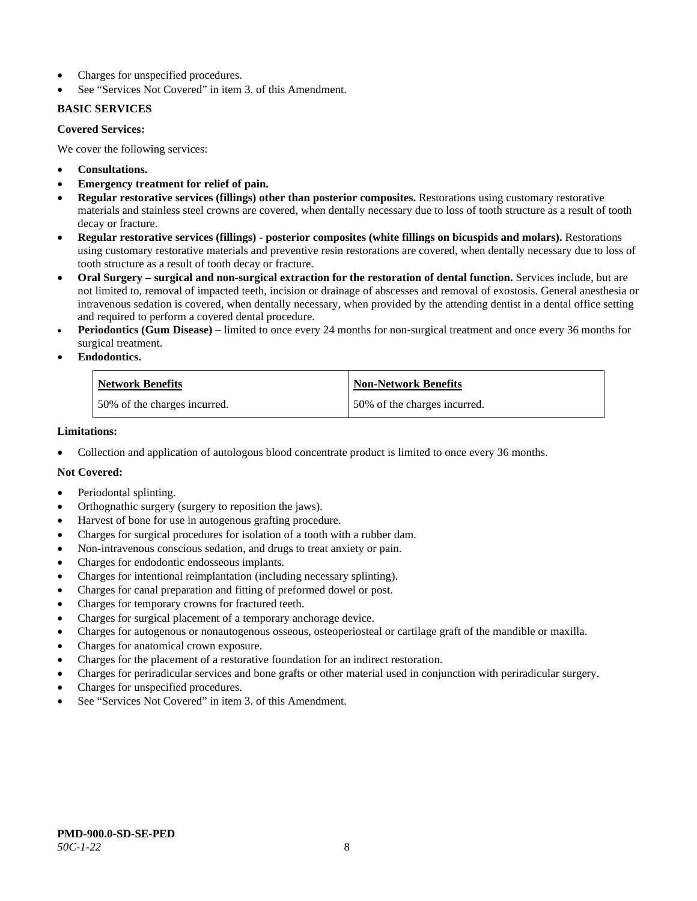- Charges for unspecified procedures.
- See "Services Not Covered" in item 3. of this Amendment.

**BASIC SERVICES**

**Covered Services:**

We cover the following services:

- **Consultations.**
- **Emergency treatment for relief of pain.**
- **Regular restorative services (fillings) other than posterior composites.** Restorations using customary restorative materials and stainless steel crowns are covered, when dentally necessary due to loss of tooth structure as a result of tooth decay or fracture.
- **Regular restorative services (fillings) - posterior composites (white fillings on bicuspids and molars).** Restorations using customary restorative materials and preventive resin restorations are covered, when dentally necessary due to loss of tooth structure as a result of tooth decay or fracture.
- **Oral Surgery – surgical and non-surgical extraction for the restoration of dental function.** Services include, but are not limited to, removal of impacted teeth, incision or drainage of abscesses and removal of exostosis. General anesthesia or intravenous sedation is covered, when dentally necessary, when provided by the attending dentist in a dental office setting and required to perform a covered dental procedure.
- **Periodontics (Gum Disease)** – limited to once every 24 months for non-surgical treatment and once every 36 months for surgical treatment.
- **Endodontics.**

| Network Benefits | Non-Network Benefits |
| --- | --- |
| 50% of the charges incurred. | 50% of the charges incurred. |

**Limitations:**

- Collection and application of autologous blood concentrate product is limited to once every 36 months.

**Not Covered:**

- Periodontal splinting.
- Orthognathic surgery (surgery to reposition the jaws).
- Harvest of bone for use in autogenous grafting procedure.
- Charges for surgical procedures for isolation of a tooth with a rubber dam.
- Non-intravenous conscious sedation, and drugs to treat anxiety or pain.
- Charges for endodontic endosseous implants.
- Charges for intentional reimplantation (including necessary splinting).
- Charges for canal preparation and fitting of preformed dowel or post.
- Charges for temporary crowns for fractured teeth.
- Charges for surgical placement of a temporary anchorage device.
- Charges for autogenous or nonautogenous osseous, osteoperiosteal or cartilage graft of the mandible or maxilla.
- Charges for anatomical crown exposure.
- Charges for the placement of a restorative foundation for an indirect restoration.
- Charges for periradicular services and bone grafts or other material used in conjunction with periradicular surgery.
- Charges for unspecified procedures.
- See "Services Not Covered" in item 3. of this Amendment.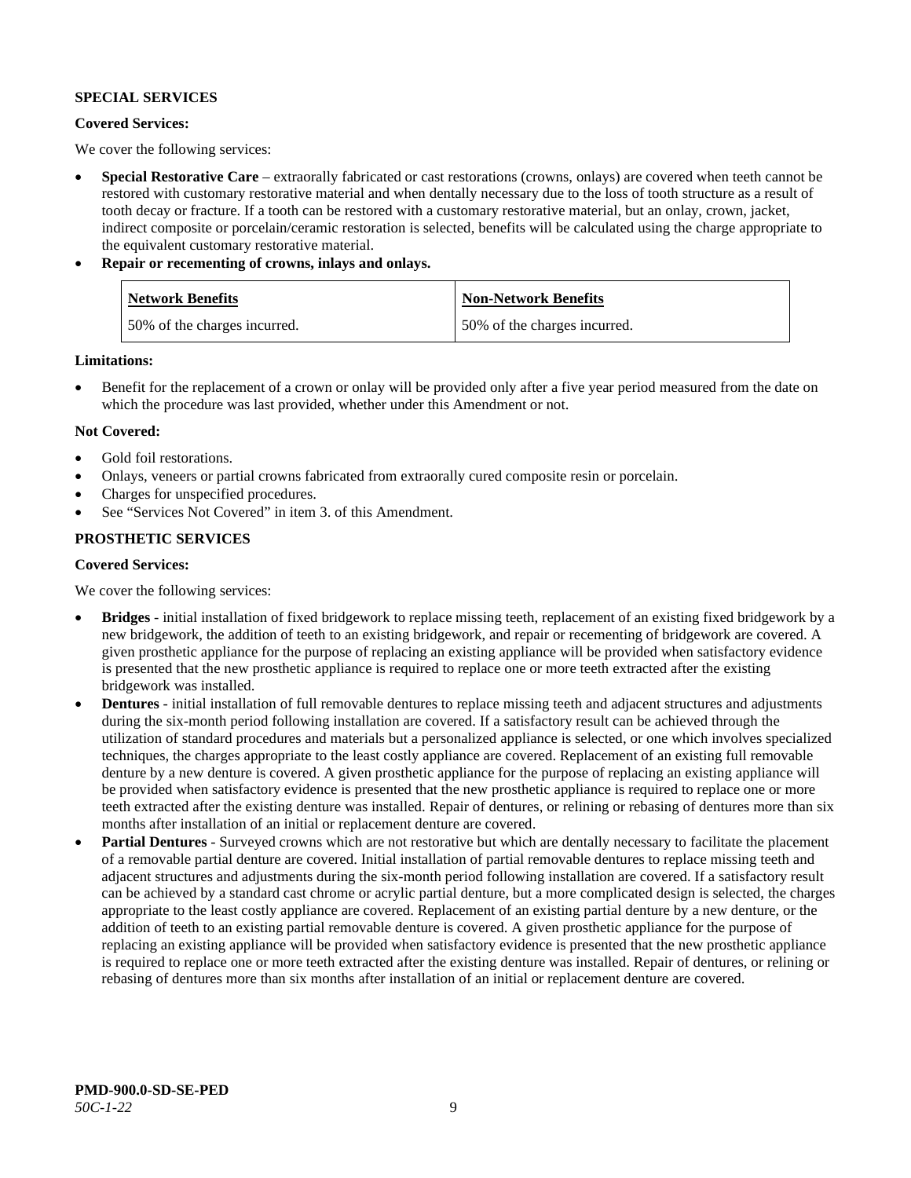**SPECIAL SERVICES**

**Covered Services:**

We cover the following services:

- **Special Restorative Care** – extraorally fabricated or cast restorations (crowns, onlays) are covered when teeth cannot be restored with customary restorative material and when dentally necessary due to the loss of tooth structure as a result of tooth decay or fracture. If a tooth can be restored with a customary restorative material, but an onlay, crown, jacket, indirect composite or porcelain/ceramic restoration is selected, benefits will be calculated using the charge appropriate to the equivalent customary restorative material.
- **Repair or recementing of crowns, inlays and onlays.**

| Network Benefits | Non-Network Benefits |
|---|---|
| 50% of the charges incurred. | 50% of the charges incurred. |

**Limitations:**

- Benefit for the replacement of a crown or onlay will be provided only after a five year period measured from the date on which the procedure was last provided, whether under this Amendment or not.

**Not Covered:**

- Gold foil restorations.
- Onlays, veneers or partial crowns fabricated from extraorally cured composite resin or porcelain.
- Charges for unspecified procedures.
- See "Services Not Covered" in item 3. of this Amendment.

**PROSTHETIC SERVICES**

**Covered Services:**

We cover the following services:

- **Bridges** - initial installation of fixed bridgework to replace missing teeth, replacement of an existing fixed bridgework by a new bridgework, the addition of teeth to an existing bridgework, and repair or recementing of bridgework are covered. A given prosthetic appliance for the purpose of replacing an existing appliance will be provided when satisfactory evidence is presented that the new prosthetic appliance is required to replace one or more teeth extracted after the existing bridgework was installed.
- **Dentures** - initial installation of full removable dentures to replace missing teeth and adjacent structures and adjustments during the six-month period following installation are covered. If a satisfactory result can be achieved through the utilization of standard procedures and materials but a personalized appliance is selected, or one which involves specialized techniques, the charges appropriate to the least costly appliance are covered. Replacement of an existing full removable denture by a new denture is covered. A given prosthetic appliance for the purpose of replacing an existing appliance will be provided when satisfactory evidence is presented that the new prosthetic appliance is required to replace one or more teeth extracted after the existing denture was installed. Repair of dentures, or relining or rebasing of dentures more than six months after installation of an initial or replacement denture are covered.
- **Partial Dentures** - Surveyed crowns which are not restorative but which are dentally necessary to facilitate the placement of a removable partial denture are covered. Initial installation of partial removable dentures to replace missing teeth and adjacent structures and adjustments during the six-month period following installation are covered. If a satisfactory result can be achieved by a standard cast chrome or acrylic partial denture, but a more complicated design is selected, the charges appropriate to the least costly appliance are covered. Replacement of an existing partial denture by a new denture, or the addition of teeth to an existing partial removable denture is covered. A given prosthetic appliance for the purpose of replacing an existing appliance will be provided when satisfactory evidence is presented that the new prosthetic appliance is required to replace one or more teeth extracted after the existing denture was installed. Repair of dentures, or relining or rebasing of dentures more than six months after installation of an initial or replacement denture are covered.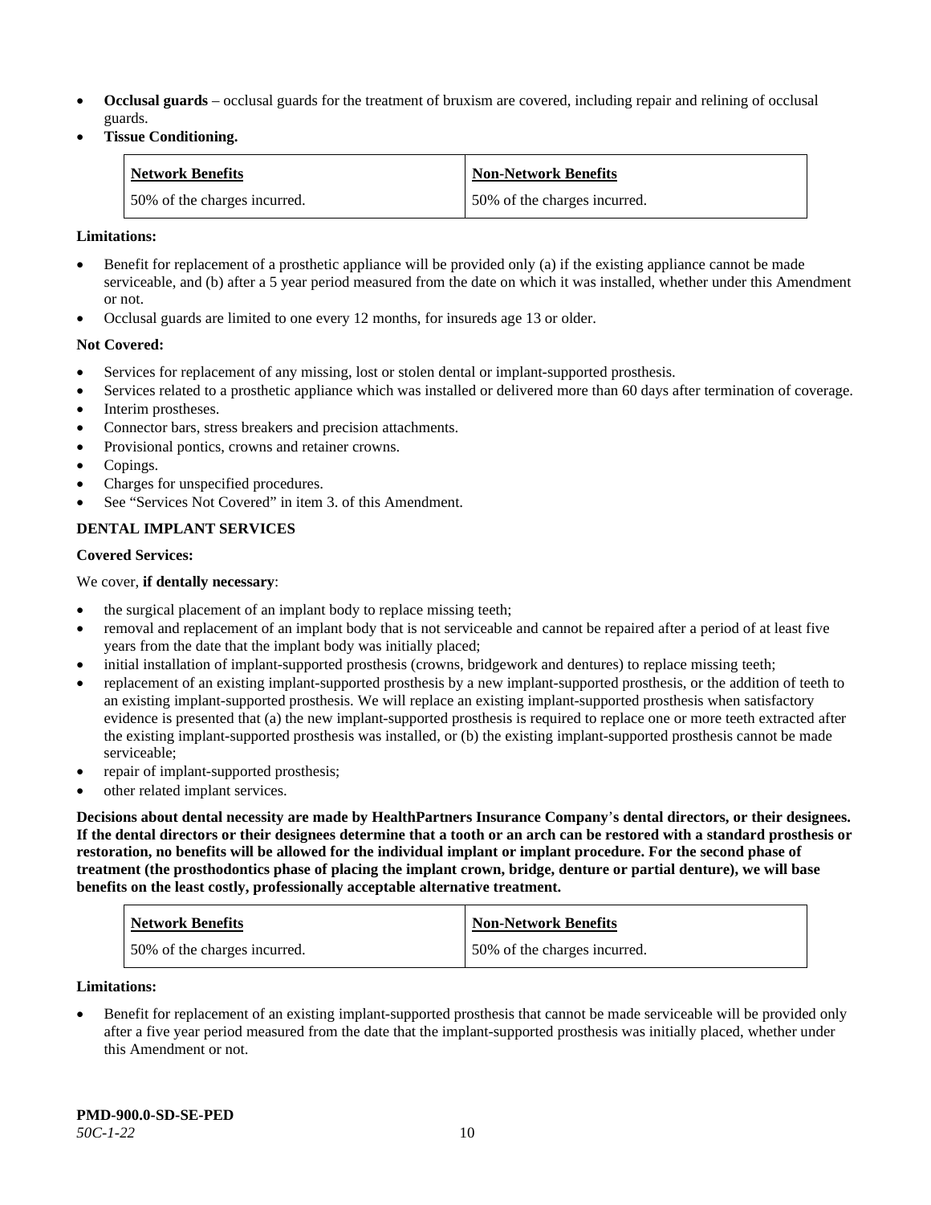- **Occlusal guards** – occlusal guards for the treatment of bruxism are covered, including repair and relining of occlusal guards.
- **Tissue Conditioning.**

| Network Benefits | Non-Network Benefits |
| --- | --- |
| 50% of the charges incurred. | 50% of the charges incurred. |

**Limitations:**

- Benefit for replacement of a prosthetic appliance will be provided only (a) if the existing appliance cannot be made serviceable, and (b) after a 5 year period measured from the date on which it was installed, whether under this Amendment or not.
- Occlusal guards are limited to one every 12 months, for insureds age 13 or older.

**Not Covered:**

- Services for replacement of any missing, lost or stolen dental or implant-supported prosthesis.
- Services related to a prosthetic appliance which was installed or delivered more than 60 days after termination of coverage.
- Interim prostheses.
- Connector bars, stress breakers and precision attachments.
- Provisional pontics, crowns and retainer crowns.
- Copings.
- Charges for unspecified procedures.
- See "Services Not Covered" in item 3. of this Amendment.

**DENTAL IMPLANT SERVICES**

**Covered Services:**

We cover, **if dentally necessary**:

- the surgical placement of an implant body to replace missing teeth;
- removal and replacement of an implant body that is not serviceable and cannot be repaired after a period of at least five years from the date that the implant body was initially placed;
- initial installation of implant-supported prosthesis (crowns, bridgework and dentures) to replace missing teeth;
- replacement of an existing implant-supported prosthesis by a new implant-supported prosthesis, or the addition of teeth to an existing implant-supported prosthesis. We will replace an existing implant-supported prosthesis when satisfactory evidence is presented that (a) the new implant-supported prosthesis is required to replace one or more teeth extracted after the existing implant-supported prosthesis was installed, or (b) the existing implant-supported prosthesis cannot be made serviceable;
- repair of implant-supported prosthesis;
- other related implant services.

**Decisions about dental necessity are made by HealthPartners Insurance Company's dental directors, or their designees. If the dental directors or their designees determine that a tooth or an arch can be restored with a standard prosthesis or restoration, no benefits will be allowed for the individual implant or implant procedure. For the second phase of treatment (the prosthodontics phase of placing the implant crown, bridge, denture or partial denture), we will base benefits on the least costly, professionally acceptable alternative treatment.**

| Network Benefits | Non-Network Benefits |
| --- | --- |
| 50% of the charges incurred. | 50% of the charges incurred. |

**Limitations:**

- Benefit for replacement of an existing implant-supported prosthesis that cannot be made serviceable will be provided only after a five year period measured from the date that the implant-supported prosthesis was initially placed, whether under this Amendment or not.

**PMD-900.0-SD-SE-PED**
*50C-1-22*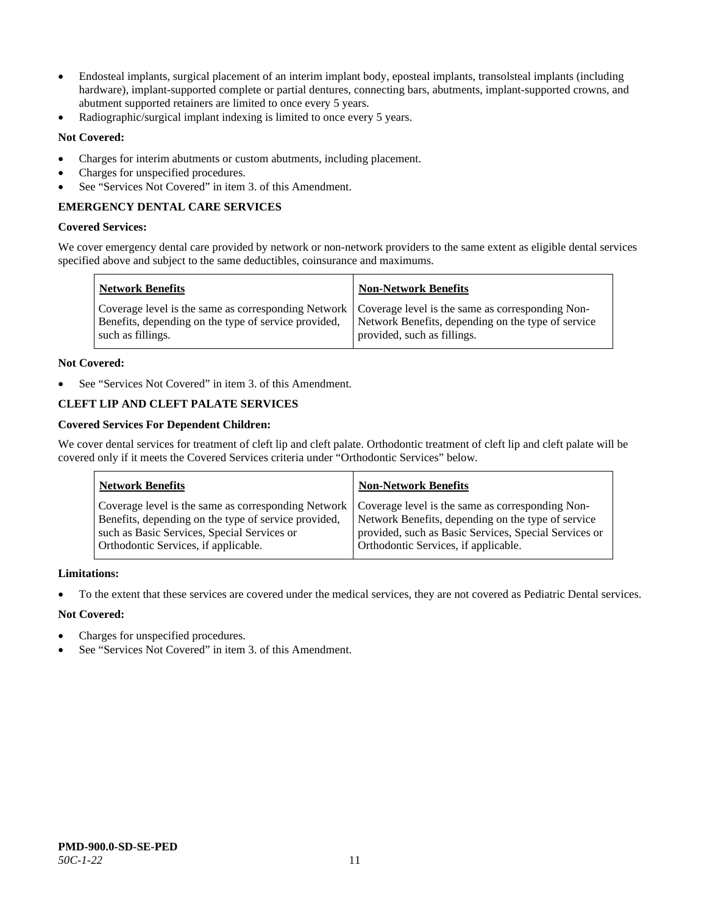- Endosteal implants, surgical placement of an interim implant body, eposteal implants, transolsteal implants (including hardware), implant-supported complete or partial dentures, connecting bars, abutments, implant-supported crowns, and abutment supported retainers are limited to once every 5 years.
- Radiographic/surgical implant indexing is limited to once every 5 years.

**Not Covered:**

- Charges for interim abutments or custom abutments, including placement.
- Charges for unspecified procedures.
- See "Services Not Covered" in item 3. of this Amendment.

**EMERGENCY DENTAL CARE SERVICES**

**Covered Services:**

We cover emergency dental care provided by network or non-network providers to the same extent as eligible dental services specified above and subject to the same deductibles, coinsurance and maximums.

| Network Benefits | Non-Network Benefits |
|---|---|
| Coverage level is the same as corresponding Network Benefits, depending on the type of service provided, such as fillings. | Coverage level is the same as corresponding Non-Network Benefits, depending on the type of service provided, such as fillings. |

**Not Covered:**

- See "Services Not Covered" in item 3. of this Amendment.

**CLEFT LIP AND CLEFT PALATE SERVICES**

**Covered Services For Dependent Children:**

We cover dental services for treatment of cleft lip and cleft palate. Orthodontic treatment of cleft lip and cleft palate will be covered only if it meets the Covered Services criteria under "Orthodontic Services" below.

| Network Benefits | Non-Network Benefits |
|---|---|
| Coverage level is the same as corresponding Network Benefits, depending on the type of service provided, such as Basic Services, Special Services or Orthodontic Services, if applicable. | Coverage level is the same as corresponding Non-Network Benefits, depending on the type of service provided, such as Basic Services, Special Services or Orthodontic Services, if applicable. |

**Limitations:**

- To the extent that these services are covered under the medical services, they are not covered as Pediatric Dental services.

**Not Covered:**

- Charges for unspecified procedures.
- See "Services Not Covered" in item 3. of this Amendment.

**PMD-900.0-SD-SE-PED**
*50C-1-22*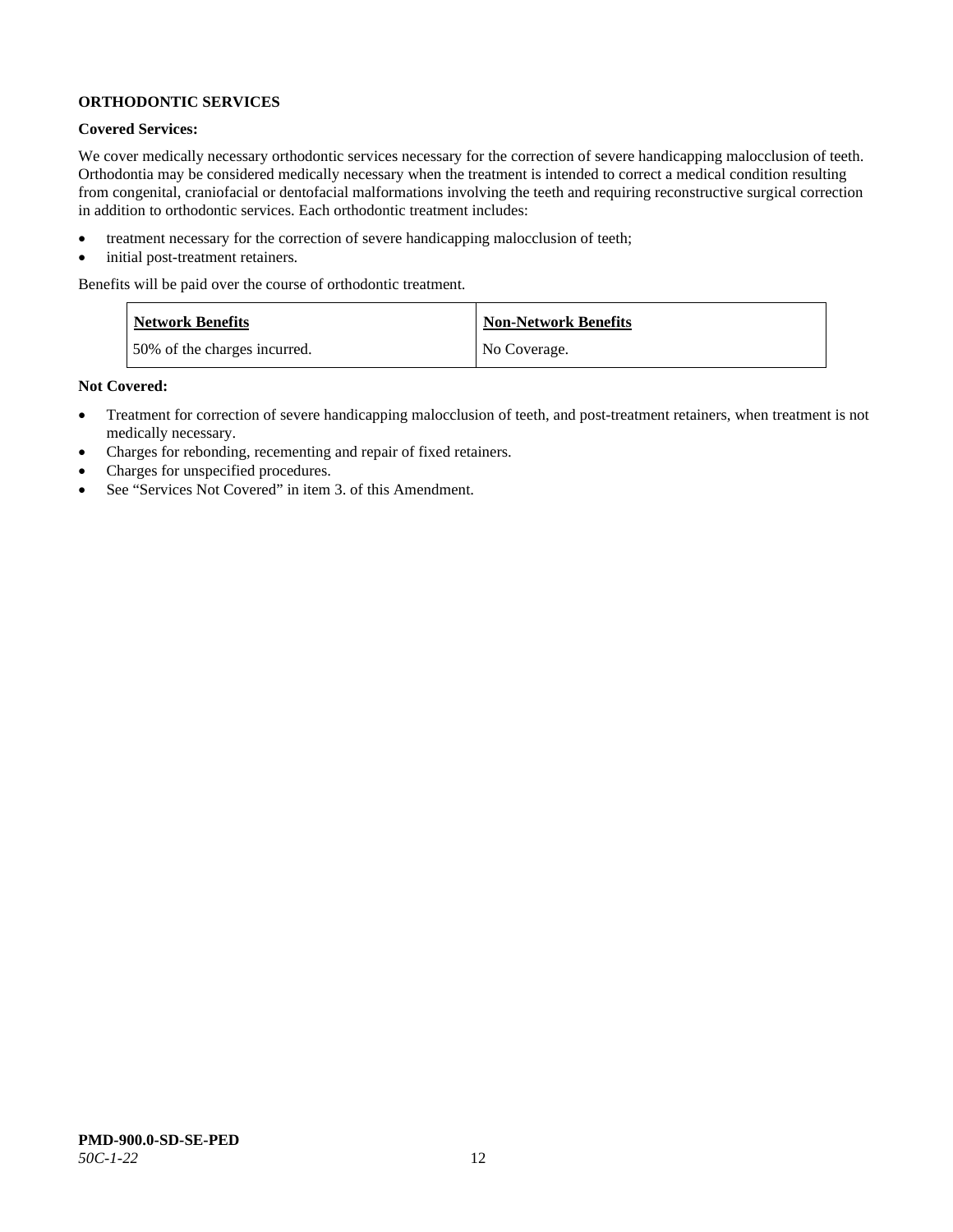**ORTHODONTIC SERVICES**

**Covered Services:**

We cover medically necessary orthodontic services necessary for the correction of severe handicapping malocclusion of teeth. Orthodontia may be considered medically necessary when the treatment is intended to correct a medical condition resulting from congenital, craniofacial or dentofacial malformations involving the teeth and requiring reconstructive surgical correction in addition to orthodontic services. Each orthodontic treatment includes:

- treatment necessary for the correction of severe handicapping malocclusion of teeth;
- initial post-treatment retainers.

Benefits will be paid over the course of orthodontic treatment.

| Network Benefits | Non-Network Benefits |
|---|---|
| 50% of the charges incurred. | No Coverage. |

**Not Covered:**

- Treatment for correction of severe handicapping malocclusion of teeth, and post-treatment retainers, when treatment is not medically necessary.
- Charges for rebonding, recementing and repair of fixed retainers.
- Charges for unspecified procedures.
- See "Services Not Covered" in item 3. of this Amendment.

**PMD-900.0-SD-SE-PED**
*50C-1-22*